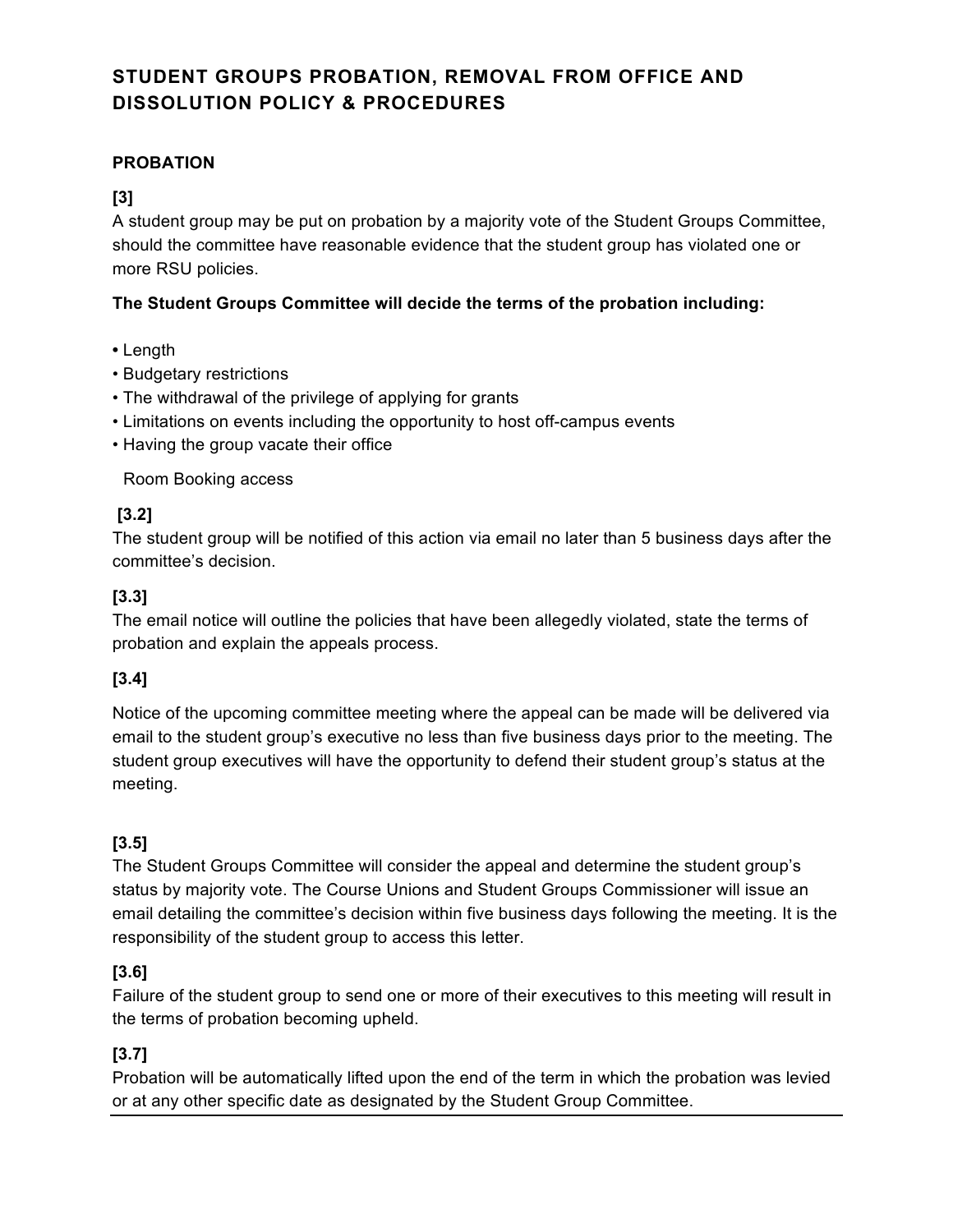# STUDENT GROUPS PROBATION, REMOVAL FROM OFFICE AND DISSOLUTION POLICY & PROCEDURES

## PROBATION

**[3]**

A student group may be put on probation by a majority vote of the Student Groups Committee, should the committee have reasonable evidence that the student group has violated one or more RSU policies.

**The Student Groups Committee will decide the terms of the probation including:**

- Length
- Budgetary restrictions
- The withdrawal of the privilege of applying for grants
- Limitations on events including the opportunity to host off-campus events
- Having the group vacate their office

Room Booking access

**[3.2]**

The student group will be notified of this action via email no later than 5 business days after the committee's decision.

**[3.3]**

The email notice will outline the policies that have been allegedly violated, state the terms of probation and explain the appeals process.

**[3.4]**

Notice of the upcoming committee meeting where the appeal can be made will be delivered via email to the student group's executive no less than five business days prior to the meeting. The student group executives will have the opportunity to defend their student group's status at the meeting.

**[3.5]**

The Student Groups Committee will consider the appeal and determine the student group's status by majority vote. The Course Unions and Student Groups Commissioner will issue an email detailing the committee's decision within five business days following the meeting. It is the responsibility of the student group to access this letter.

**[3.6]**

Failure of the student group to send one or more of their executives to this meeting will result in the terms of probation becoming upheld.

**[3.7]**

Probation will be automatically lifted upon the end of the term in which the probation was levied or at any other specific date as designated by the Student Group Committee.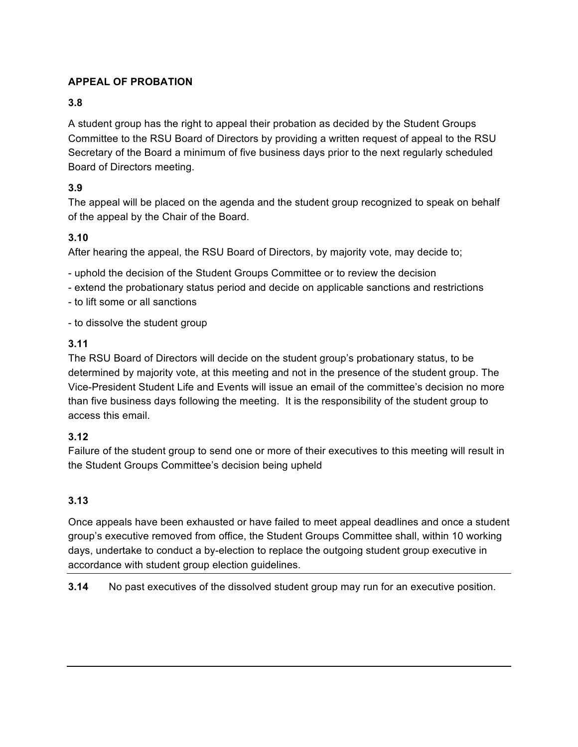**APPEAL OF PROBATION**

**3.8**

A student group has the right to appeal their probation as decided by the Student Groups Committee to the RSU Board of Directors by providing a written request of appeal to the RSU Secretary of the Board a minimum of five business days prior to the next regularly scheduled Board of Directors meeting.

**3.9**

The appeal will be placed on the agenda and the student group recognized to speak on behalf of the appeal by the Chair of the Board.

**3.10**

After hearing the appeal, the RSU Board of Directors, by majority vote, may decide to;

- uphold the decision of the Student Groups Committee or to review the decision
- extend the probationary status period and decide on applicable sanctions and restrictions
- to lift some or all sanctions
- to dissolve the student group

**3.11**

The RSU Board of Directors will decide on the student group's probationary status, to be determined by majority vote, at this meeting and not in the presence of the student group. The Vice-President Student Life and Events will issue an email of the committee's decision no more than five business days following the meeting. It is the responsibility of the student group to access this email.

**3.12**

Failure of the student group to send one or more of their executives to this meeting will result in the Student Groups Committee's decision being upheld

**3.13**

Once appeals have been exhausted or have failed to meet appeal deadlines and once a student group's executive removed from office, the Student Groups Committee shall, within 10 working days, undertake to conduct a by-election to replace the outgoing student group executive in accordance with student group election guidelines.

---

**3.14** No past executives of the dissolved student group may run for an executive position.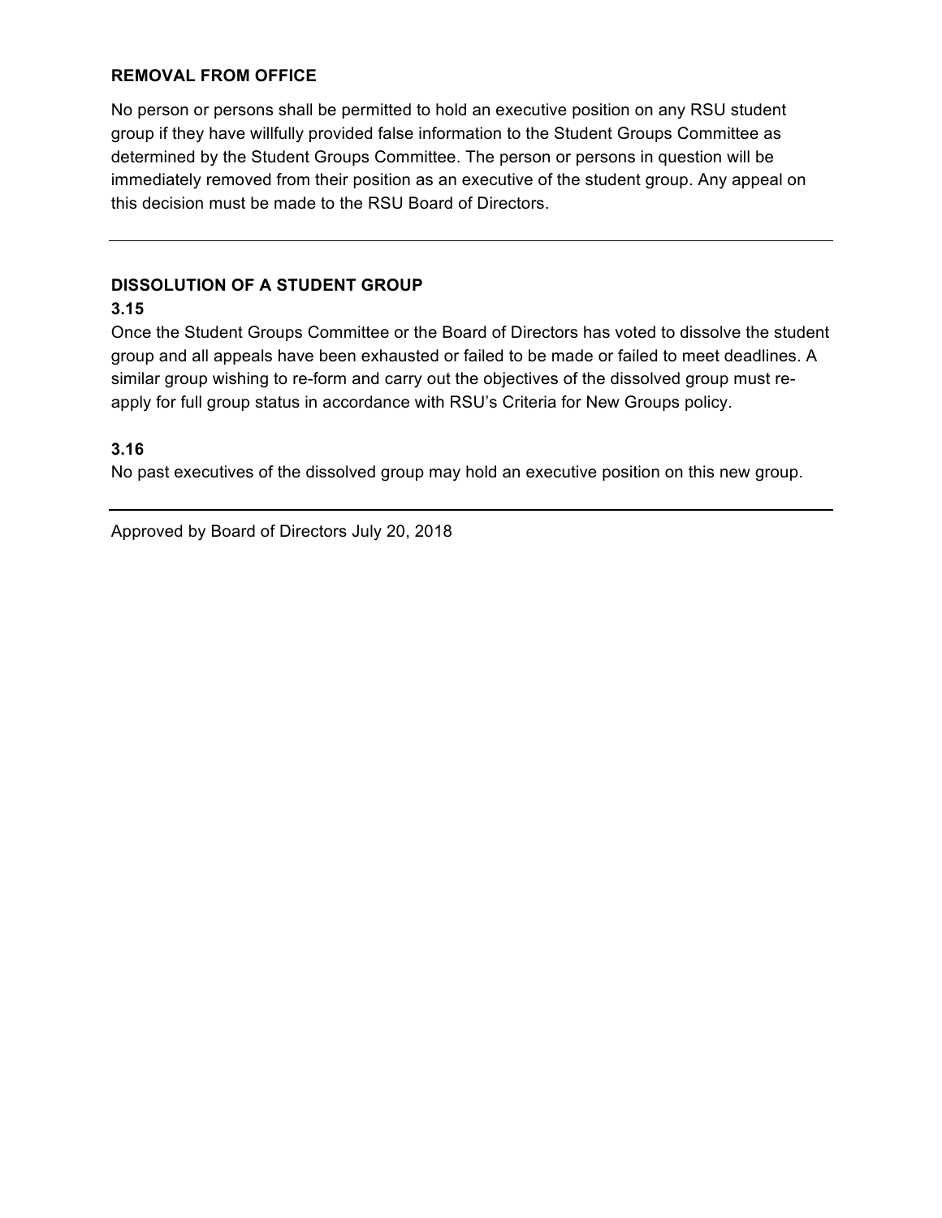**REMOVAL FROM OFFICE**

No person or persons shall be permitted to hold an executive position on any RSU student group if they have willfully provided false information to the Student Groups Committee as determined by the Student Groups Committee. The person or persons in question will be immediately removed from their position as an executive of the student group. Any appeal on this decision must be made to the RSU Board of Directors.

---

**DISSOLUTION OF A STUDENT GROUP**

**3.15**

Once the Student Groups Committee or the Board of Directors has voted to dissolve the student group and all appeals have been exhausted or failed to be made or failed to meet deadlines. A similar group wishing to re-form and carry out the objectives of the dissolved group must re-apply for full group status in accordance with RSU's Criteria for New Groups policy.

**3.16**

No past executives of the dissolved group may hold an executive position on this new group.

---

Approved by Board of Directors July 20, 2018